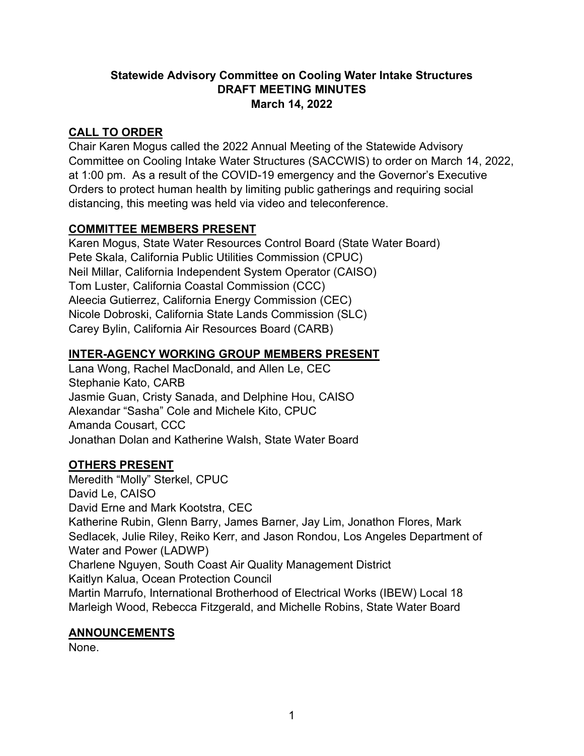**Statewide Advisory Committee on Cooling Water Intake Structures**
**DRAFT MEETING MINUTES**
**March 14, 2022**

## CALL TO ORDER

Chair Karen Mogus called the 2022 Annual Meeting of the Statewide Advisory Committee on Cooling Intake Water Structures (SACCWIS) to order on March 14, 2022, at 1:00 pm. As a result of the COVID-19 emergency and the Governor's Executive Orders to protect human health by limiting public gatherings and requiring social distancing, this meeting was held via video and teleconference.

## COMMITTEE MEMBERS PRESENT

Karen Mogus, State Water Resources Control Board (State Water Board)
Pete Skala, California Public Utilities Commission (CPUC)
Neil Millar, California Independent System Operator (CAISO)
Tom Luster, California Coastal Commission (CCC)
Aleecia Gutierrez, California Energy Commission (CEC)
Nicole Dobroski, California State Lands Commission (SLC)
Carey Bylin, California Air Resources Board (CARB)

## INTER-AGENCY WORKING GROUP MEMBERS PRESENT

Lana Wong, Rachel MacDonald, and Allen Le, CEC
Stephanie Kato, CARB
Jasmie Guan, Cristy Sanada, and Delphine Hou, CAISO
Alexandar "Sasha" Cole and Michele Kito, CPUC
Amanda Cousart, CCC
Jonathan Dolan and Katherine Walsh, State Water Board

## OTHERS PRESENT

Meredith "Molly" Sterkel, CPUC
David Le, CAISO
David Erne and Mark Kootstra, CEC
Katherine Rubin, Glenn Barry, James Barner, Jay Lim, Jonathon Flores, Mark Sedlacek, Julie Riley, Reiko Kerr, and Jason Rondou, Los Angeles Department of Water and Power (LADWP)
Charlene Nguyen, South Coast Air Quality Management District
Kaitlyn Kalua, Ocean Protection Council
Martin Marrufo, International Brotherhood of Electrical Works (IBEW) Local 18
Marleigh Wood, Rebecca Fitzgerald, and Michelle Robins, State Water Board

## ANNOUNCEMENTS

None.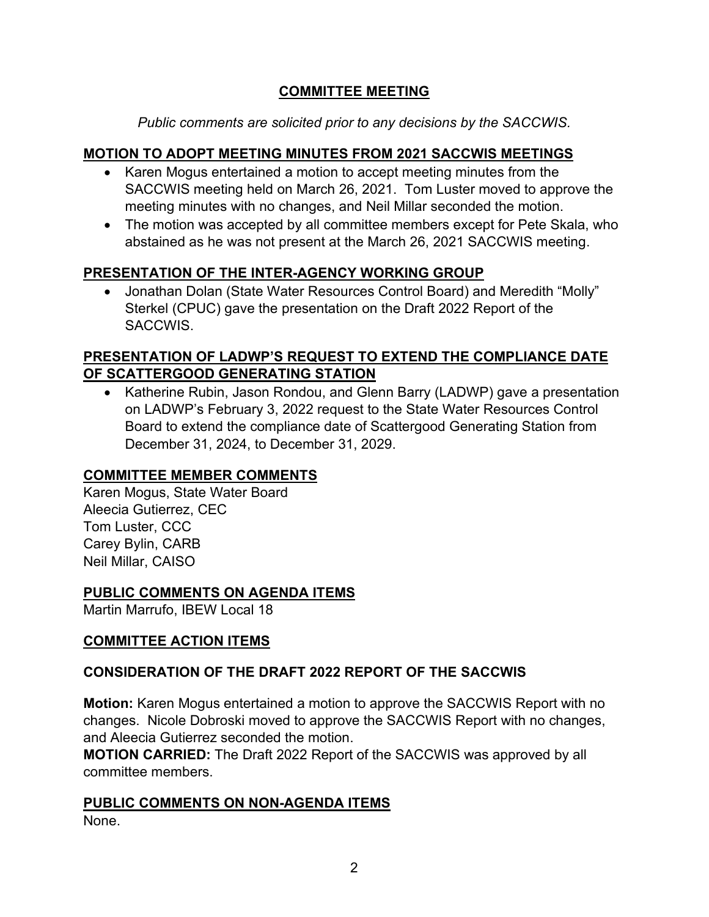## COMMITTEE MEETING

*Public comments are solicited prior to any decisions by the SACCWIS.*

### MOTION TO ADOPT MEETING MINUTES FROM 2021 SACCWIS MEETINGS

- Karen Mogus entertained a motion to accept meeting minutes from the SACCWIS meeting held on March 26, 2021. Tom Luster moved to approve the meeting minutes with no changes, and Neil Millar seconded the motion.
- The motion was accepted by all committee members except for Pete Skala, who abstained as he was not present at the March 26, 2021 SACCWIS meeting.

### PRESENTATION OF THE INTER-AGENCY WORKING GROUP

- Jonathan Dolan (State Water Resources Control Board) and Meredith "Molly" Sterkel (CPUC) gave the presentation on the Draft 2022 Report of the SACCWIS.

### PRESENTATION OF LADWP'S REQUEST TO EXTEND THE COMPLIANCE DATE OF SCATTERGOOD GENERATING STATION

- Katherine Rubin, Jason Rondou, and Glenn Barry (LADWP) gave a presentation on LADWP's February 3, 2022 request to the State Water Resources Control Board to extend the compliance date of Scattergood Generating Station from December 31, 2024, to December 31, 2029.

### COMMITTEE MEMBER COMMENTS

Karen Mogus, State Water Board
Aleecia Gutierrez, CEC
Tom Luster, CCC
Carey Bylin, CARB
Neil Millar, CAISO

### PUBLIC COMMENTS ON AGENDA ITEMS

Martin Marrufo, IBEW Local 18

### COMMITTEE ACTION ITEMS

### CONSIDERATION OF THE DRAFT 2022 REPORT OF THE SACCWIS

**Motion:** Karen Mogus entertained a motion to approve the SACCWIS Report with no changes. Nicole Dobroski moved to approve the SACCWIS Report with no changes, and Aleecia Gutierrez seconded the motion.
**MOTION CARRIED:** The Draft 2022 Report of the SACCWIS was approved by all committee members.

### PUBLIC COMMENTS ON NON-AGENDA ITEMS

None.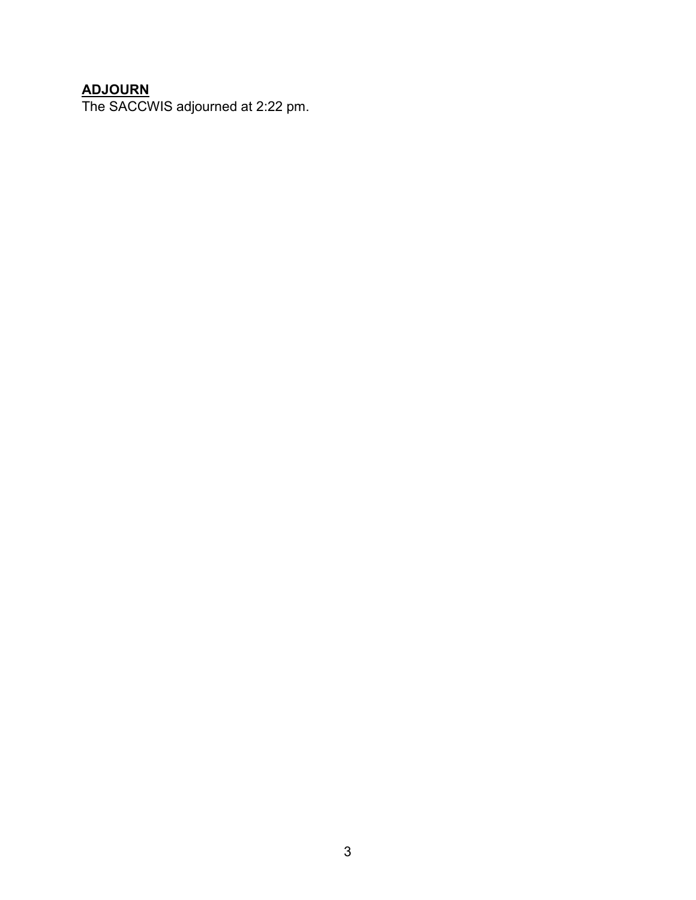**ADJOURN**

The SACCWIS adjourned at 2:22 pm.